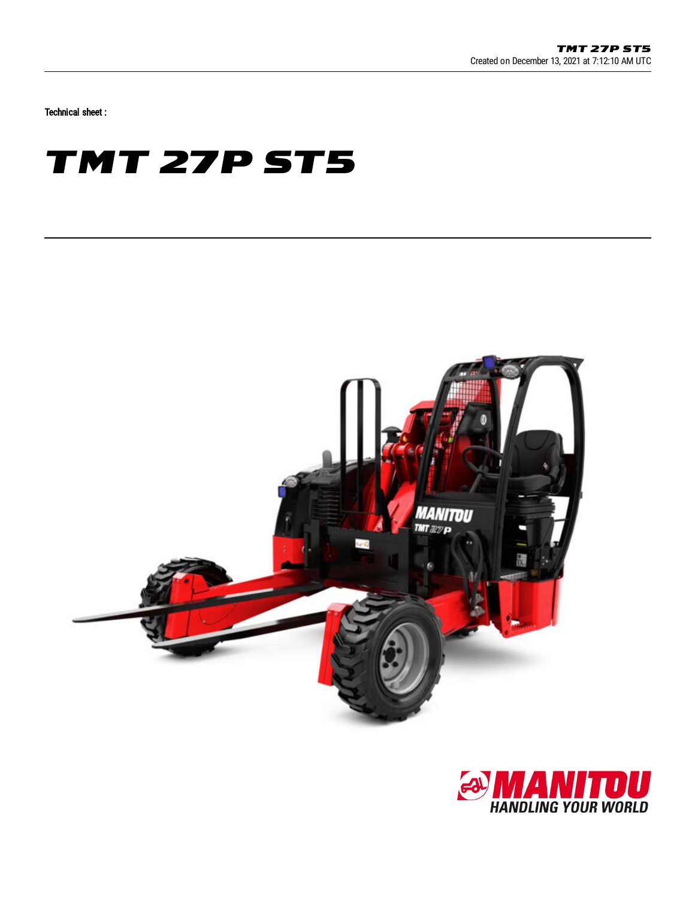TMT 27P ST5
Created on December 13, 2021 at 7:12:10 AM UTC

Technical sheet :

# TMT 27P ST5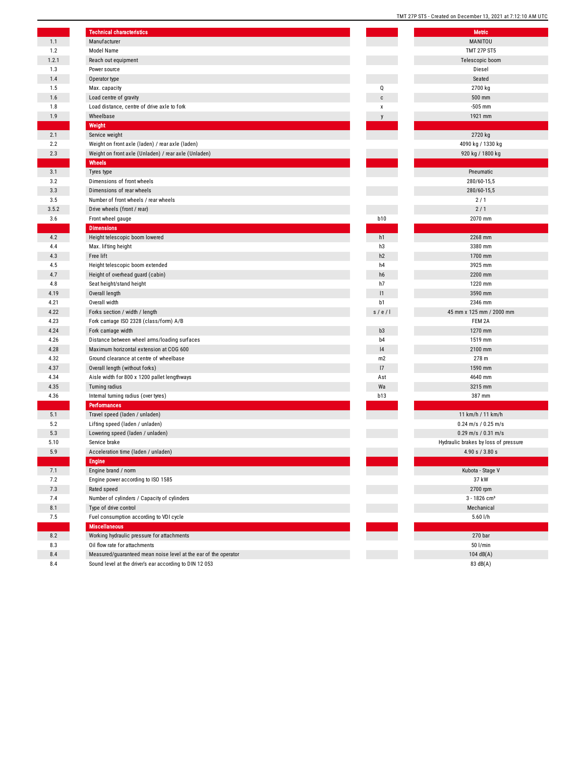| | Technical characteristics | | Metric |
|---|---|---|---|
| 1.1 | Manufacturer | | MANITOU |
| 1.2 | Model Name | | TMT 27P ST5 |
| 1.2.1 | Reach out equipment | | Telescopic boom |
| 1.3 | Power source | | Diesel |
| 1.4 | Operator type | | Seated |
| 1.5 | Max. capacity | Q | 2700 kg |
| 1.6 | Load centre of gravity | c | 500 mm |
| 1.8 | Load distance, centre of drive axle to fork | x | -505 mm |
| 1.9 | Wheelbase | y | 1921 mm |
| | **Weight** | | |
| 2.1 | Service weight | | 2720 kg |
| 2.2 | Weight on front axle (laden) / rear axle (laden) | | 4090 kg / 1330 kg |
| 2.3 | Weight on front axle (Unladen) / rear axle (Unladen) | | 920 kg / 1800 kg |
| | **Wheels** | | |
| 3.1 | Tyres type | | Pneumatic |
| 3.2 | Dimensions of front wheels | | 280/60-15,5 |
| 3.3 | Dimensions of rear wheels | | 280/60-15,5 |
| 3.5 | Number of front wheels / rear wheels | | 2 / 1 |
| 3.5.2 | Drive wheels (front / rear) | | 2 / 1 |
| 3.6 | Front wheel gauge | b10 | 2070 mm |
| | **Dimensions** | | |
| 4.2 | Height telescopic boom lowered | h1 | 2268 mm |
| 4.4 | Max. lifting height | h3 | 3380 mm |
| 4.3 | Free lift | h2 | 1700 mm |
| 4.5 | Height telescopic boom extended | h4 | 3925 mm |
| 4.7 | Height of overhead guard (cabin) | h6 | 2200 mm |
| 4.8 | Seat height/stand height | h7 | 1220 mm |
| 4.19 | Overall length | l1 | 3590 mm |
| 4.21 | Overall width | b1 | 2346 mm |
| 4.22 | Forks section / width / length | s / e / l | 45 mm x 125 mm / 2000 mm |
| 4.23 | Fork carriage ISO 2328 (class/form) A/B | | FEM 2A |
| 4.24 | Fork carriage width | b3 | 1270 mm |
| 4.26 | Distance between wheel arms/loading surfaces | b4 | 1519 mm |
| 4.28 | Maximum horizontal extension at COG 600 | l4 | 2100 mm |
| 4.32 | Ground clearance at centre of wheelbase | m2 | 278 m |
| 4.37 | Overall length (without forks) | l7 | 1590 mm |
| 4.34 | Aisle width for 800 x 1200 pallet lengthways | Ast | 4640 mm |
| 4.35 | Turning radius | Wa | 3215 mm |
| 4.36 | Internal turning radius (over tyres) | b13 | 387 mm |
| | **Performances** | | |
| 5.1 | Travel speed (laden / unladen) | | 11 km/h / 11 km/h |
| 5.2 | Lifting speed (laden / unladen) | | 0.24 m/s / 0.25 m/s |
| 5.3 | Lowering speed (laden / unladen) | | 0.29 m/s / 0.31 m/s |
| 5.10 | Service brake | | Hydraulic brakes by loss of pressure |
| 5.9 | Acceleration time (laden / unladen) | | 4.90 s / 3.80 s |
| | **Engine** | | |
| 7.1 | Engine brand / norm | | Kubota - Stage V |
| 7.2 | Engine power according to ISO 1585 | | 37 kW |
| 7.3 | Rated speed | | 2700 rpm |
| 7.4 | Number of cylinders / Capacity of cylinders | | 3 - 1826 cm³ |
| 8.1 | Type of drive control | | Mechanical |
| 7.5 | Fuel consumption according to VDI cycle | | 5.60 l/h |
| | **Miscellaneous** | | |
| 8.2 | Working hydraulic pressure for attachments | | 270 bar |
| 8.3 | Oil flow rate for attachments | | 50 l/min |
| 8.4 | Measured/guaranteed mean noise level at the ear of the operator | | 104 dB(A) |
| 8.4 | Sound level at the driver's ear according to DIN 12 053 | | 83 dB(A) |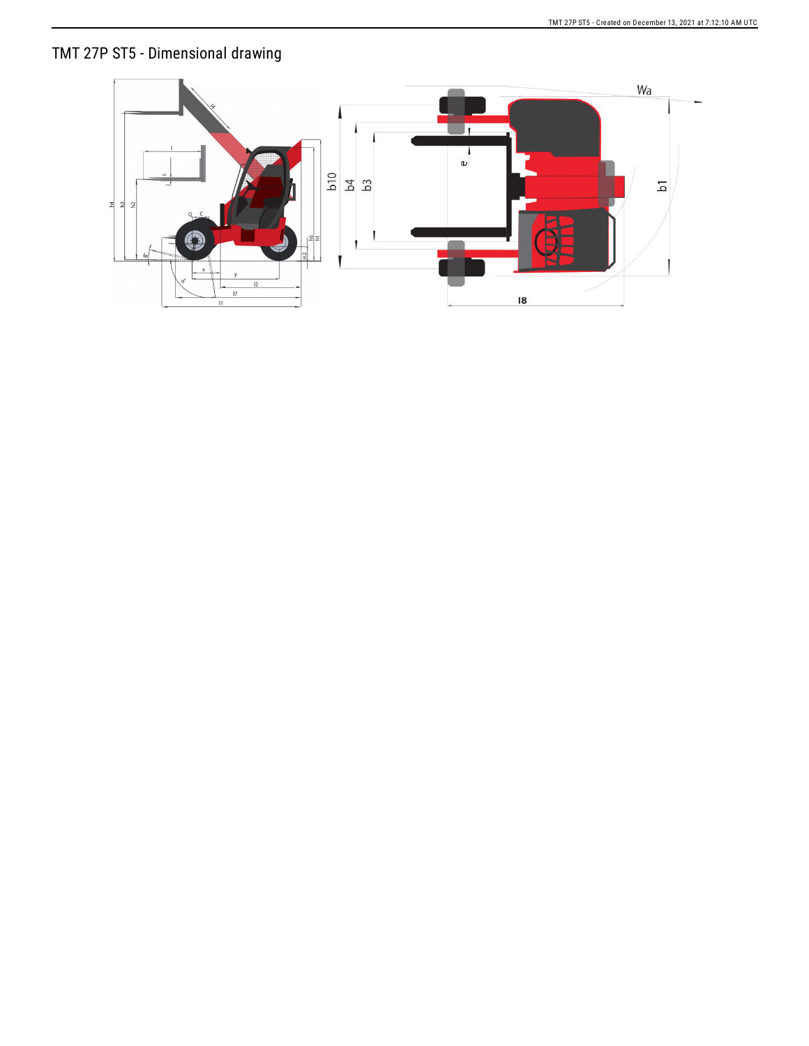# TMT 27P ST5 - Dimensional drawing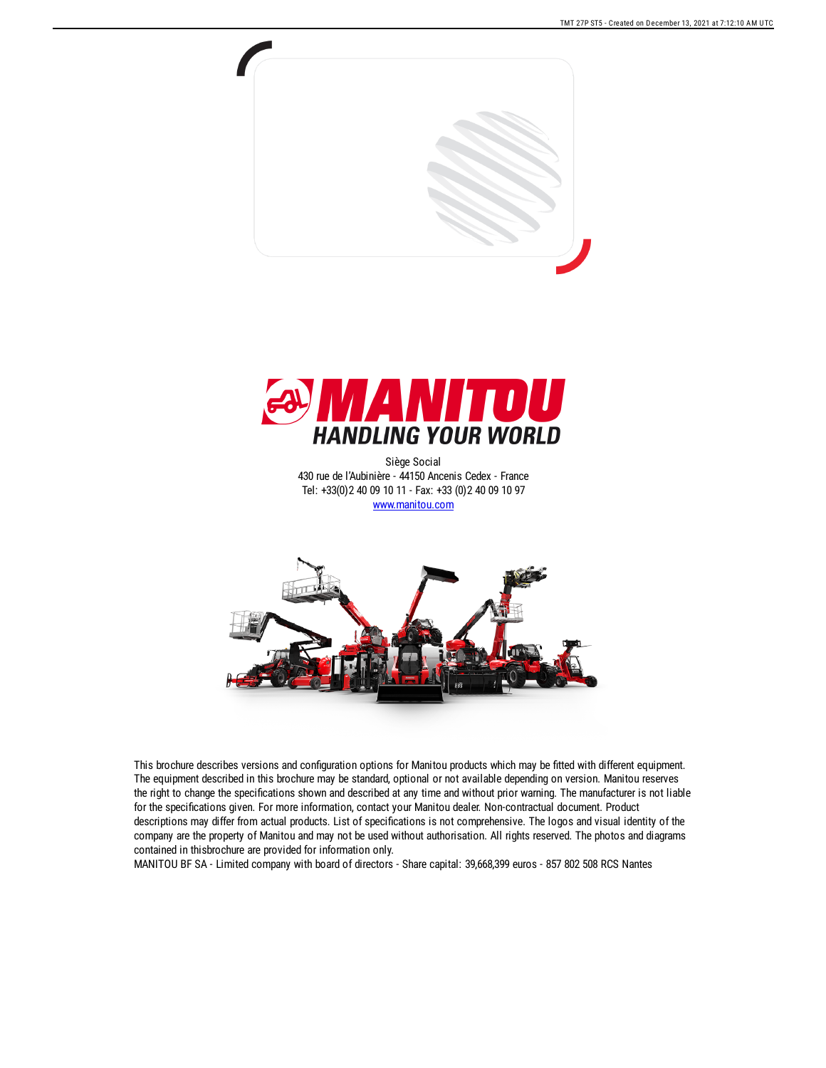MANITOU
HANDLING YOUR WORLD

Siège Social
430 rue de l'Aubinière - 44150 Ancenis Cedex - France
Tel: +33(0)2 40 09 10 11 - Fax: +33 (0)2 40 09 10 97
[www.manitou.com](www.manitou.com)

This brochure describes versions and configuration options for Manitou products which may be fitted with different equipment. The equipment described in this brochure may be standard, optional or not available depending on version. Manitou reserves the right to change the specifications shown and described at any time and without prior warning. The manufacturer is not liable for the specifications given. For more information, contact your Manitou dealer. Non-contractual document. Product descriptions may differ from actual products. List of specifications is not comprehensive. The logos and visual identity of the company are the property of Manitou and may not be used without authorisation. All rights reserved. The photos and diagrams contained in thisbrochure are provided for information only.
MANITOU BF SA - Limited company with board of directors - Share capital: 39,668,399 euros - 857 802 508 RCS Nantes